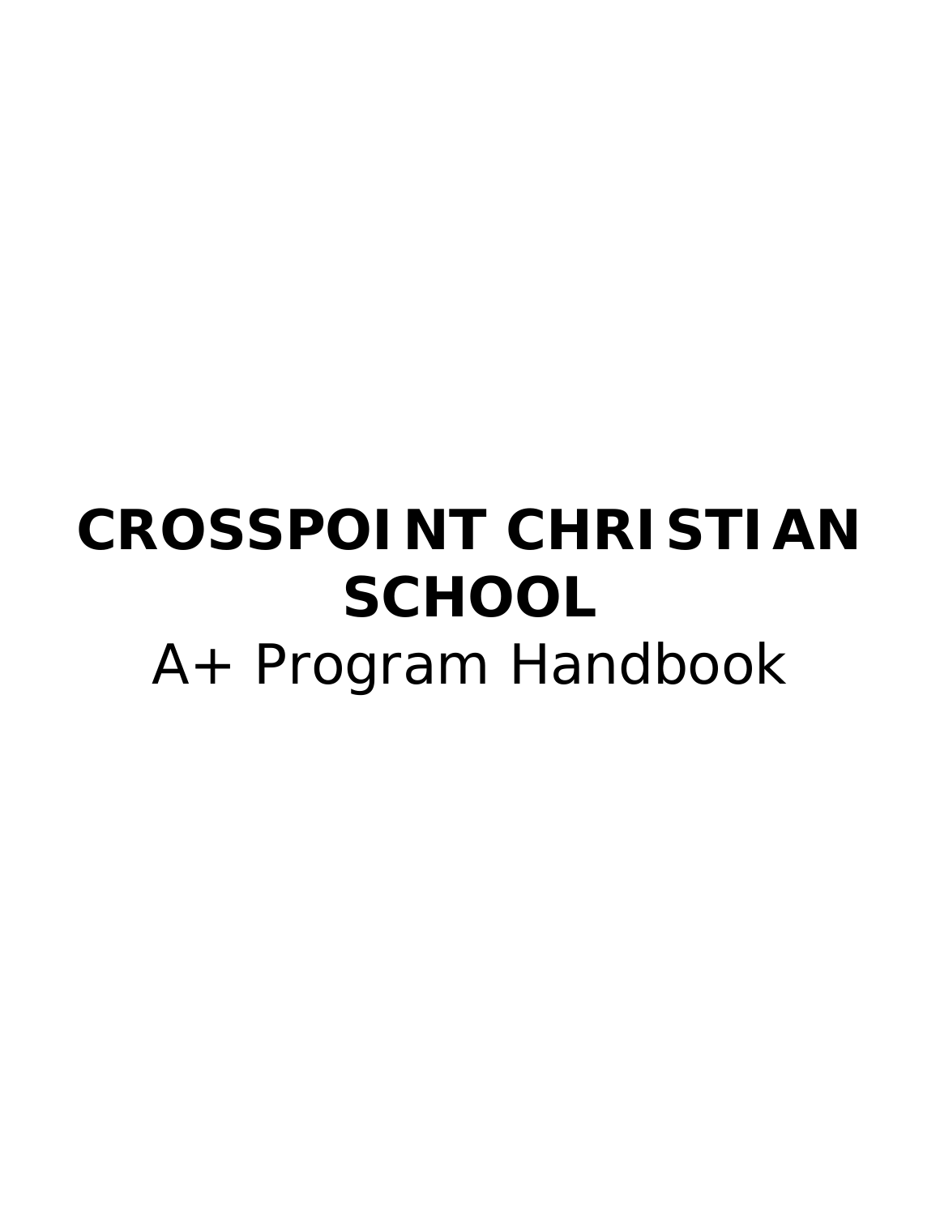# CROSSPOINT CHRISTIAN SCHOOL

A+ Program Handbook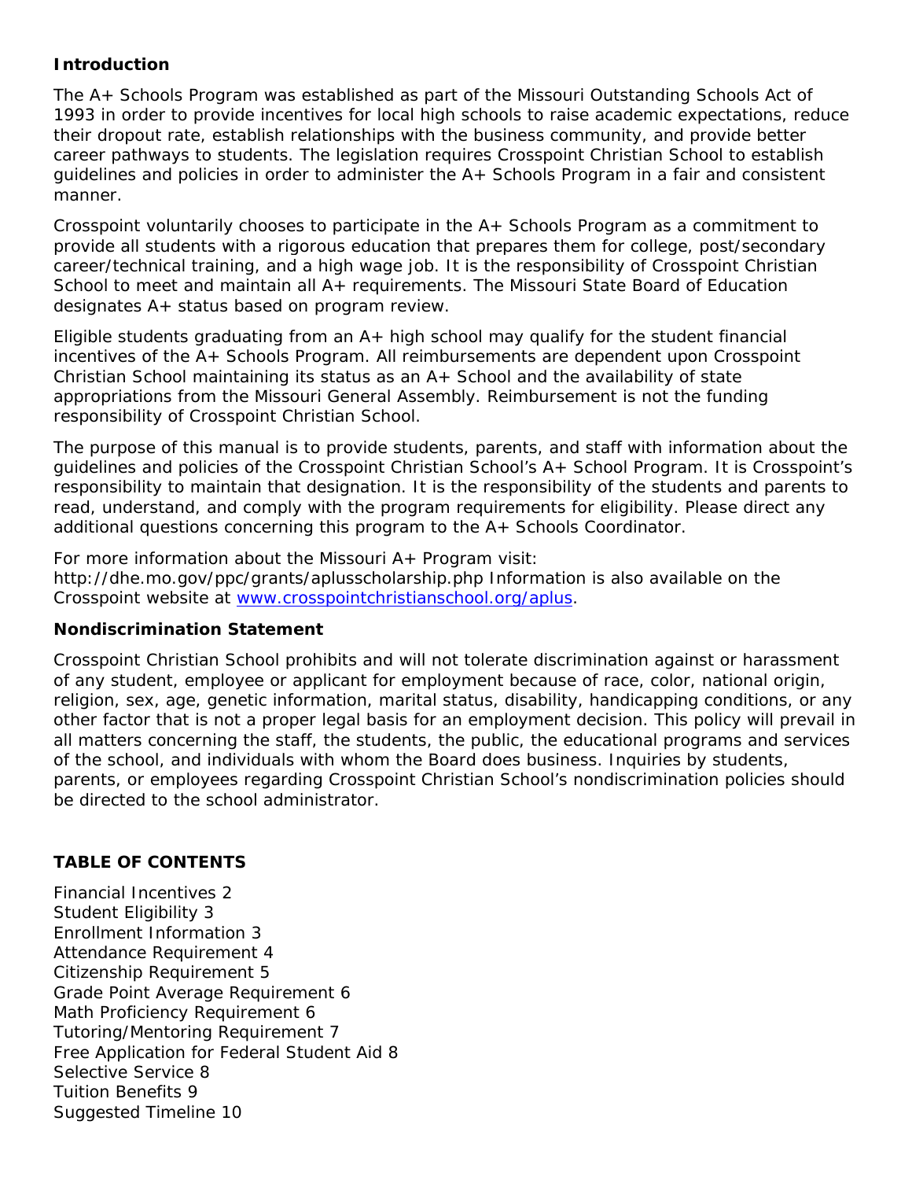## Introduction

The A+ Schools Program was established as part of the Missouri Outstanding Schools Act of 1993 in order to provide incentives for local high schools to raise academic expectations, reduce their dropout rate, establish relationships with the business community, and provide better career pathways to students. The legislation requires Crosspoint Christian School to establish guidelines and policies in order to administer the A+ Schools Program in a fair and consistent manner.

Crosspoint voluntarily chooses to participate in the A+ Schools Program as a commitment to provide all students with a rigorous education that prepares them for college, post/secondary career/technical training, and a high wage job. It is the responsibility of Crosspoint Christian School to meet and maintain all A+ requirements. The Missouri State Board of Education designates A+ status based on program review.

Eligible students graduating from an A+ high school may qualify for the student financial incentives of the A+ Schools Program. All reimbursements are dependent upon Crosspoint Christian School maintaining its status as an A+ School and the availability of state appropriations from the Missouri General Assembly. Reimbursement is not the funding responsibility of Crosspoint Christian School.

The purpose of this manual is to provide students, parents, and staff with information about the guidelines and policies of the Crosspoint Christian School's A+ School Program. It is Crosspoint's responsibility to maintain that designation. It is the responsibility of the students and parents to read, understand, and comply with the program requirements for eligibility. Please direct any additional questions concerning this program to the A+ Schools Coordinator.

For more information about the Missouri A+ Program visit: http://dhe.mo.gov/ppc/grants/aplusscholarship.php Information is also available on the Crosspoint website at [www.crosspointchristianschool.org/aplus](www.crosspointchristianschool.org/aplus).

## Nondiscrimination Statement

Crosspoint Christian School prohibits and will not tolerate discrimination against or harassment of any student, employee or applicant for employment because of race, color, national origin, religion, sex, age, genetic information, marital status, disability, handicapping conditions, or any other factor that is not a proper legal basis for an employment decision. This policy will prevail in all matters concerning the staff, the students, the public, the educational programs and services of the school, and individuals with whom the Board does business. Inquiries by students, parents, or employees regarding Crosspoint Christian School's nondiscrimination policies should be directed to the school administrator.

## TABLE OF CONTENTS

Financial Incentives 2
Student Eligibility 3
Enrollment Information 3
Attendance Requirement 4
Citizenship Requirement 5
Grade Point Average Requirement 6
Math Proficiency Requirement 6
Tutoring/Mentoring Requirement 7
Free Application for Federal Student Aid 8
Selective Service 8
Tuition Benefits 9
Suggested Timeline 10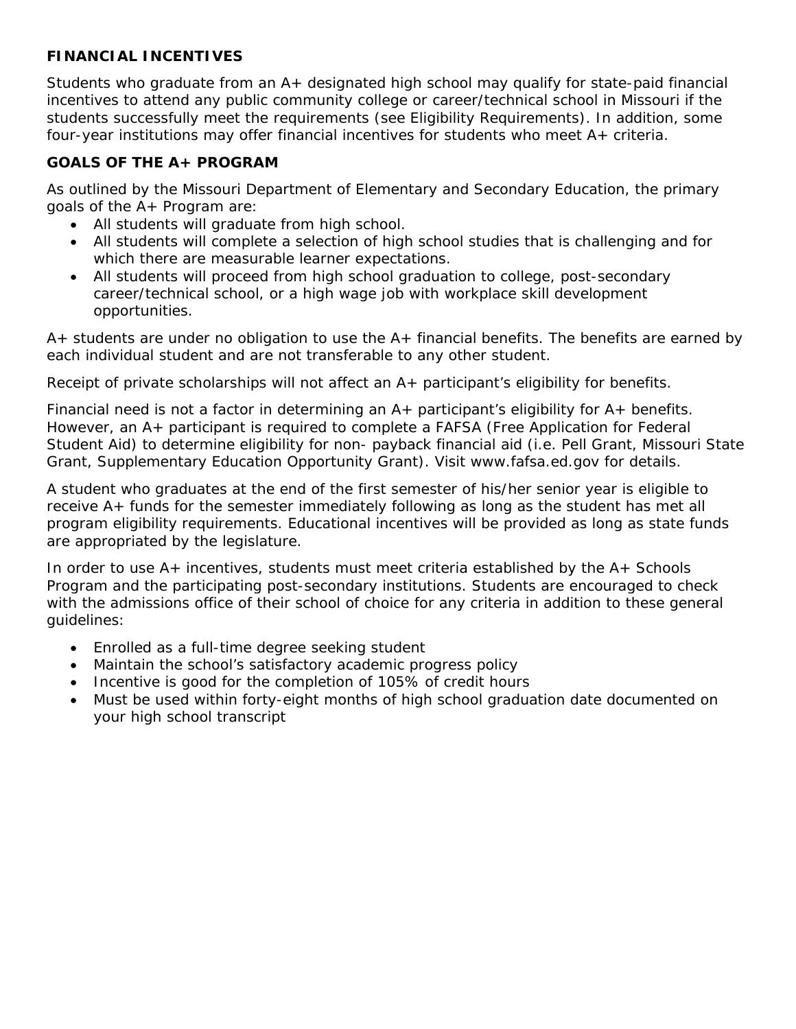## FINANCIAL INCENTIVES

Students who graduate from an A+ designated high school may qualify for state-paid financial incentives to attend any public community college or career/technical school in Missouri if the students successfully meet the requirements (see Eligibility Requirements). In addition, some four-year institutions may offer financial incentives for students who meet A+ criteria.

## GOALS OF THE A+ PROGRAM

As outlined by the Missouri Department of Elementary and Secondary Education, the primary goals of the A+ Program are:

- All students will graduate from high school.
- All students will complete a selection of high school studies that is challenging and for which there are measurable learner expectations.
- All students will proceed from high school graduation to college, post-secondary career/technical school, or a high wage job with workplace skill development opportunities.

A+ students are under no obligation to use the A+ financial benefits. The benefits are earned by each individual student and are not transferable to any other student.

Receipt of private scholarships will not affect an A+ participant's eligibility for benefits.

Financial need is not a factor in determining an A+ participant's eligibility for A+ benefits. However, an A+ participant is required to complete a FAFSA (Free Application for Federal Student Aid) to determine eligibility for non- payback financial aid (i.e. Pell Grant, Missouri State Grant, Supplementary Education Opportunity Grant). Visit www.fafsa.ed.gov for details.

A student who graduates at the end of the first semester of his/her senior year is eligible to receive A+ funds for the semester immediately following as long as the student has met all program eligibility requirements. Educational incentives will be provided as long as state funds are appropriated by the legislature.

In order to use A+ incentives, students must meet criteria established by the A+ Schools Program and the participating post-secondary institutions. Students are encouraged to check with the admissions office of their school of choice for any criteria in addition to these general guidelines:

- Enrolled as a full-time degree seeking student
- Maintain the school's satisfactory academic progress policy
- Incentive is good for the completion of 105% of credit hours
- Must be used within forty-eight months of high school graduation date documented on your high school transcript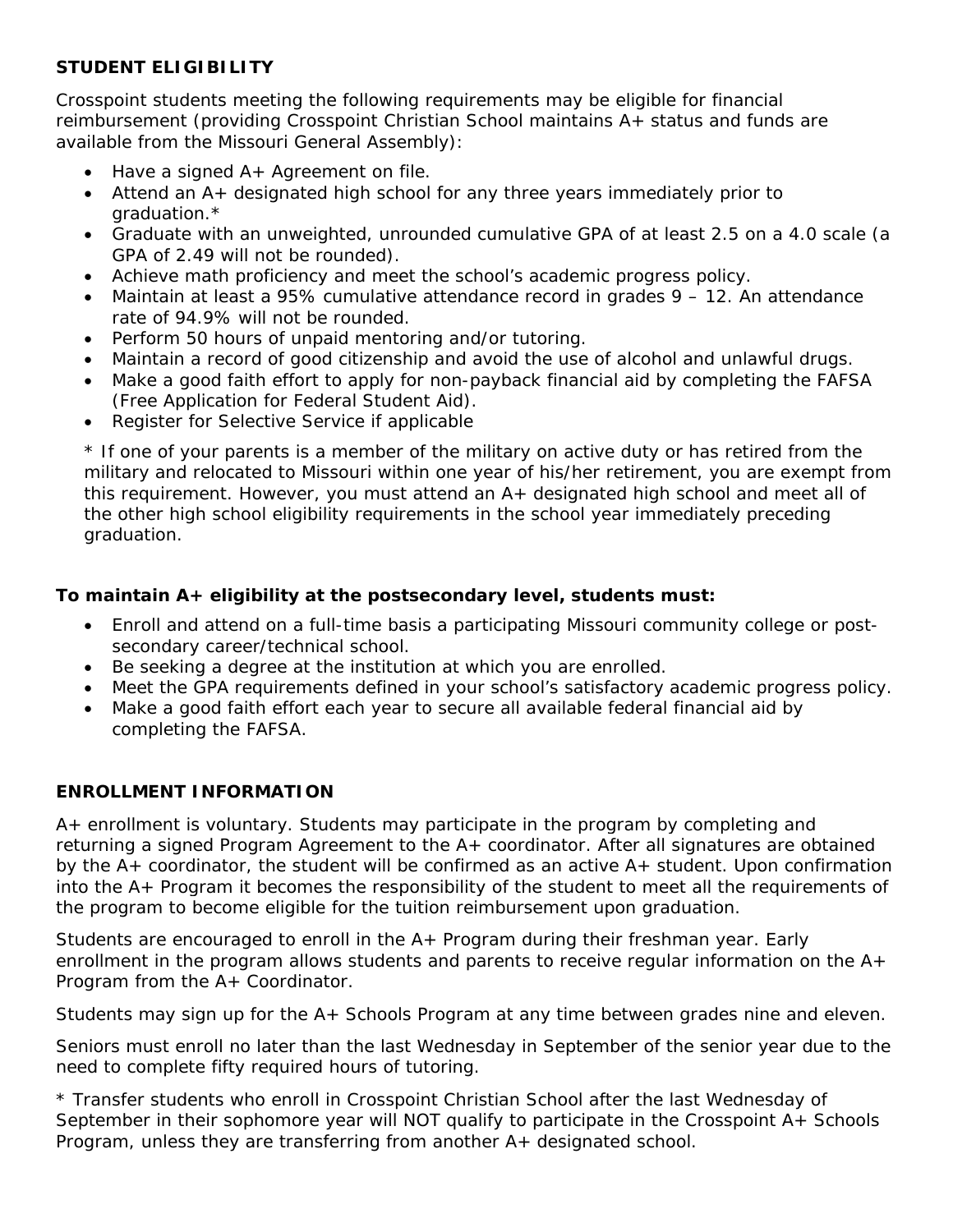## STUDENT ELIGIBILITY

Crosspoint students meeting the following requirements may be eligible for financial reimbursement (providing Crosspoint Christian School maintains A+ status and funds are available from the Missouri General Assembly):

- Have a signed A+ Agreement on file.
- Attend an A+ designated high school for any three years immediately prior to graduation.*
- Graduate with an unweighted, unrounded cumulative GPA of at least 2.5 on a 4.0 scale (a GPA of 2.49 will not be rounded).
- Achieve math proficiency and meet the school's academic progress policy.
- Maintain at least a 95% cumulative attendance record in grades 9 – 12. An attendance rate of 94.9% will not be rounded.
- Perform 50 hours of unpaid mentoring and/or tutoring.
- Maintain a record of good citizenship and avoid the use of alcohol and unlawful drugs.
- Make a good faith effort to apply for non-payback financial aid by completing the FAFSA (Free Application for Federal Student Aid).
- Register for Selective Service if applicable

\* If one of your parents is a member of the military on active duty or has retired from the military and relocated to Missouri within one year of his/her retirement, you are exempt from this requirement. However, you must attend an A+ designated high school and meet all of the other high school eligibility requirements in the school year immediately preceding graduation.

**To maintain A+ eligibility at the postsecondary level, students must:**

- Enroll and attend on a full-time basis a participating Missouri community college or post-secondary career/technical school.
- Be seeking a degree at the institution at which you are enrolled.
- Meet the GPA requirements defined in your school's satisfactory academic progress policy.
- Make a good faith effort each year to secure all available federal financial aid by completing the FAFSA.

## ENROLLMENT INFORMATION

A+ enrollment is voluntary. Students may participate in the program by completing and returning a signed Program Agreement to the A+ coordinator. After all signatures are obtained by the A+ coordinator, the student will be confirmed as an active A+ student. Upon confirmation into the A+ Program it becomes the responsibility of the student to meet all the requirements of the program to become eligible for the tuition reimbursement upon graduation.

Students are encouraged to enroll in the A+ Program during their freshman year. Early enrollment in the program allows students and parents to receive regular information on the A+ Program from the A+ Coordinator.

Students may sign up for the A+ Schools Program at any time between grades nine and eleven.

Seniors must enroll no later than the last Wednesday in September of the senior year due to the need to complete fifty required hours of tutoring.

\* Transfer students who enroll in Crosspoint Christian School after the last Wednesday of September in their sophomore year will NOT qualify to participate in the Crosspoint A+ Schools Program, unless they are transferring from another A+ designated school.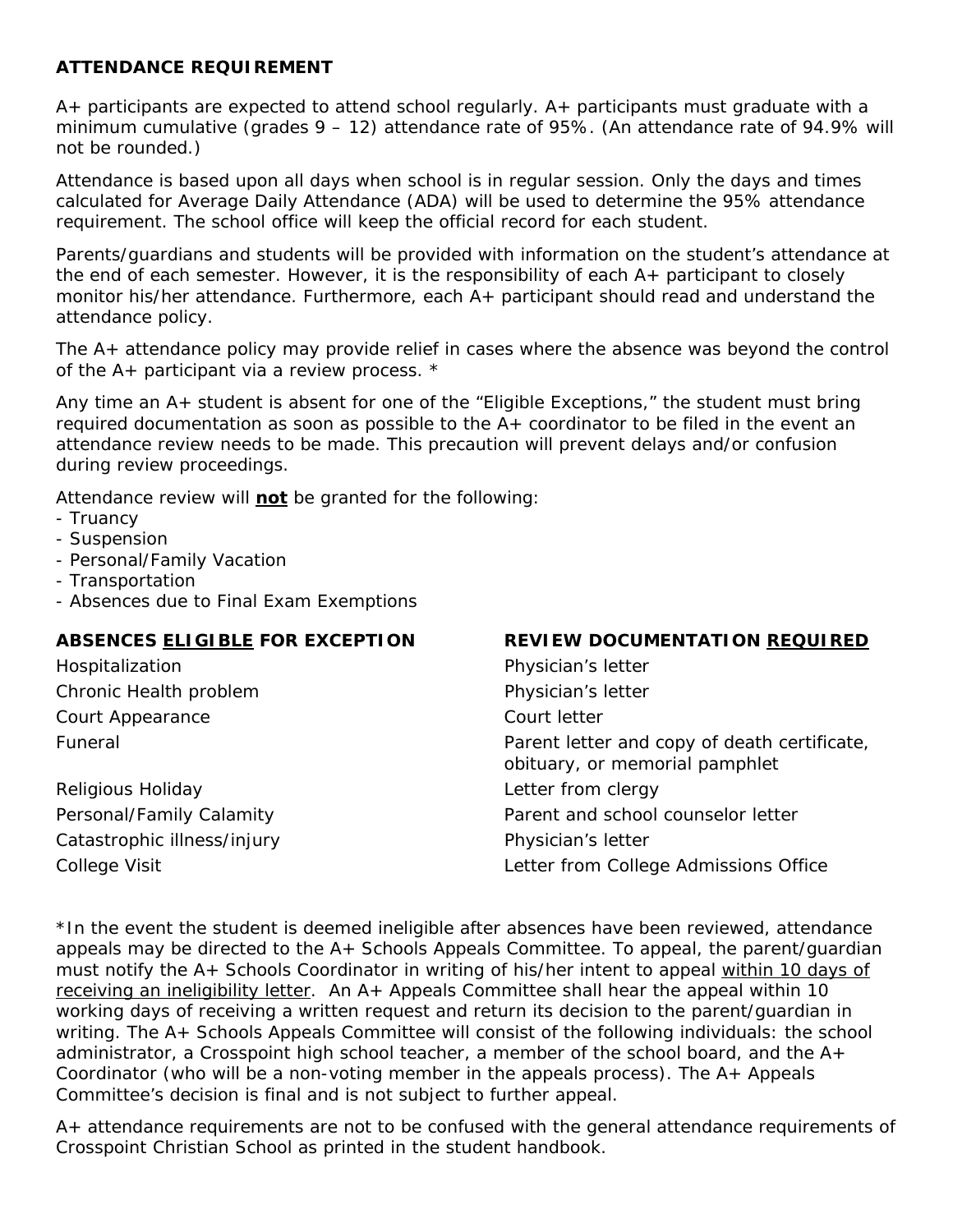## ATTENDANCE REQUIREMENT

A+ participants are expected to attend school regularly. A+ participants must graduate with a minimum cumulative (grades 9 – 12) attendance rate of 95%. (An attendance rate of 94.9% will not be rounded.)

Attendance is based upon all days when school is in regular session. Only the days and times calculated for Average Daily Attendance (ADA) will be used to determine the 95% attendance requirement. The school office will keep the official record for each student.

Parents/guardians and students will be provided with information on the student's attendance at the end of each semester. However, it is the responsibility of each A+ participant to closely monitor his/her attendance. Furthermore, each A+ participant should read and understand the attendance policy.

The A+ attendance policy may provide relief in cases where the absence was beyond the control of the A+ participant via a review process. *

Any time an A+ student is absent for one of the "Eligible Exceptions," the student must bring required documentation as soon as possible to the A+ coordinator to be filed in the event an attendance review needs to be made. This precaution will prevent delays and/or confusion during review proceedings.

Attendance review will <u>**not**</u> be granted for the following:

- Truancy
- Suspension
- Personal/Family Vacation
- Transportation
- Absences due to Final Exam Exemptions

| ABSENCES <u>ELIGIBLE</u> FOR EXCEPTION | REVIEW DOCUMENTATION <u>REQUIRED</u> |
|---|---|
| Hospitalization | Physician's letter |
| Chronic Health problem | Physician's letter |
| Court Appearance | Court letter |
| Funeral | Parent letter and copy of death certificate, obituary, or memorial pamphlet |
| Religious Holiday | Letter from clergy |
| Personal/Family Calamity | Parent and school counselor letter |
| Catastrophic illness/injury | Physician's letter |
| College Visit | Letter from College Admissions Office |

*In the event the student is deemed ineligible after absences have been reviewed, attendance appeals may be directed to the A+ Schools Appeals Committee. To appeal, the parent/guardian must notify the A+ Schools Coordinator in writing of his/her intent to appeal <u>within 10 days of receiving an ineligibility letter</u>. An A+ Appeals Committee shall hear the appeal within 10 working days of receiving a written request and return its decision to the parent/guardian in writing. The A+ Schools Appeals Committee will consist of the following individuals: the school administrator, a Crosspoint high school teacher, a member of the school board, and the A+ Coordinator (who will be a non-voting member in the appeals process). The A+ Appeals Committee's decision is final and is not subject to further appeal.

A+ attendance requirements are not to be confused with the general attendance requirements of Crosspoint Christian School as printed in the student handbook.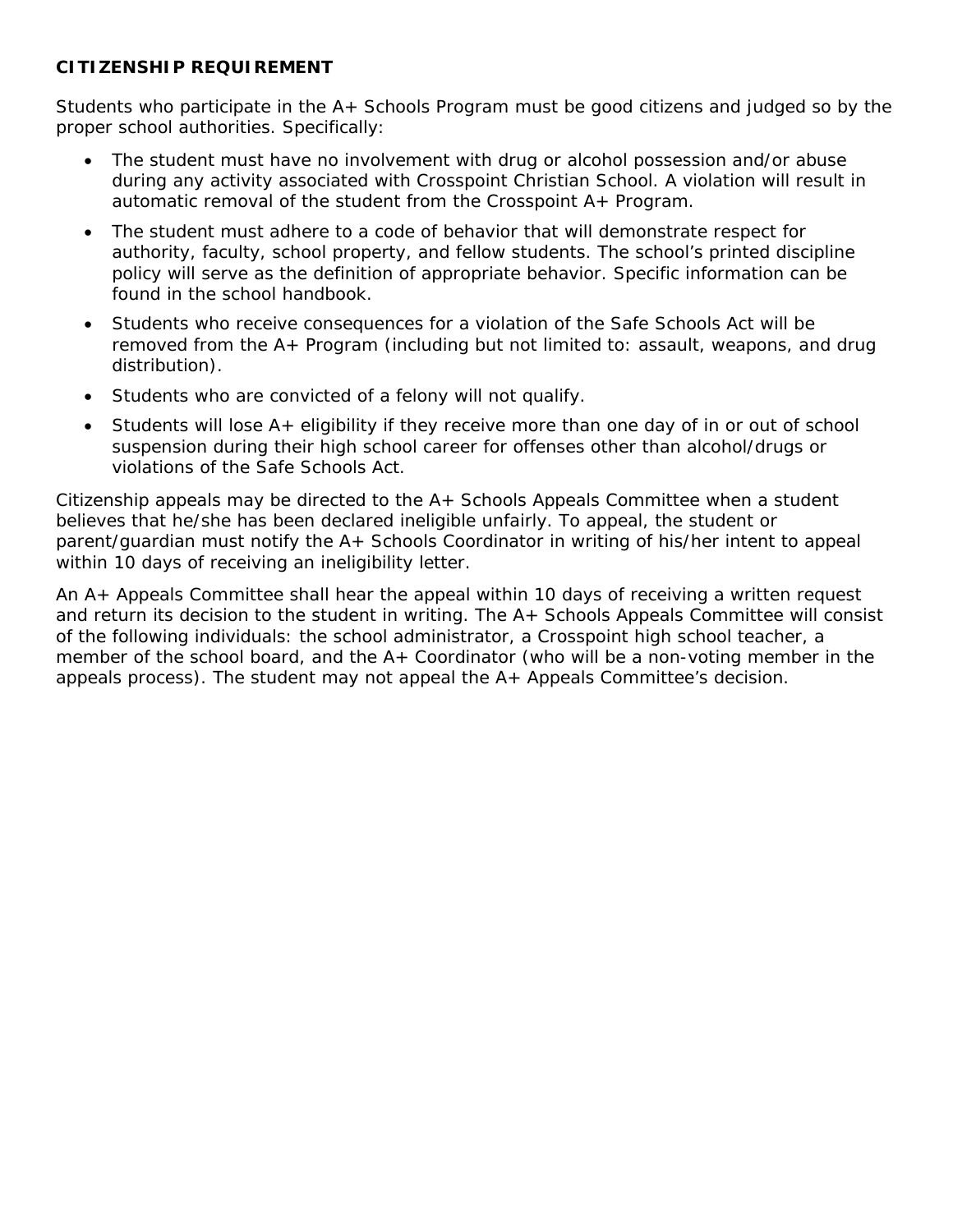**CITIZENSHIP REQUIREMENT**

Students who participate in the A+ Schools Program must be good citizens and judged so by the proper school authorities. Specifically:

- The student must have no involvement with drug or alcohol possession and/or abuse during any activity associated with Crosspoint Christian School. A violation will result in automatic removal of the student from the Crosspoint A+ Program.
- The student must adhere to a code of behavior that will demonstrate respect for authority, faculty, school property, and fellow students. The school's printed discipline policy will serve as the definition of appropriate behavior. Specific information can be found in the school handbook.
- Students who receive consequences for a violation of the Safe Schools Act will be removed from the A+ Program (including but not limited to: assault, weapons, and drug distribution).
- Students who are convicted of a felony will not qualify.
- Students will lose A+ eligibility if they receive more than one day of in or out of school suspension during their high school career for offenses other than alcohol/drugs or violations of the Safe Schools Act.

Citizenship appeals may be directed to the A+ Schools Appeals Committee when a student believes that he/she has been declared ineligible unfairly. To appeal, the student or parent/guardian must notify the A+ Schools Coordinator in writing of his/her intent to appeal within 10 days of receiving an ineligibility letter.

An A+ Appeals Committee shall hear the appeal within 10 days of receiving a written request and return its decision to the student in writing. The A+ Schools Appeals Committee will consist of the following individuals: the school administrator, a Crosspoint high school teacher, a member of the school board, and the A+ Coordinator (who will be a non-voting member in the appeals process). The student may not appeal the A+ Appeals Committee's decision.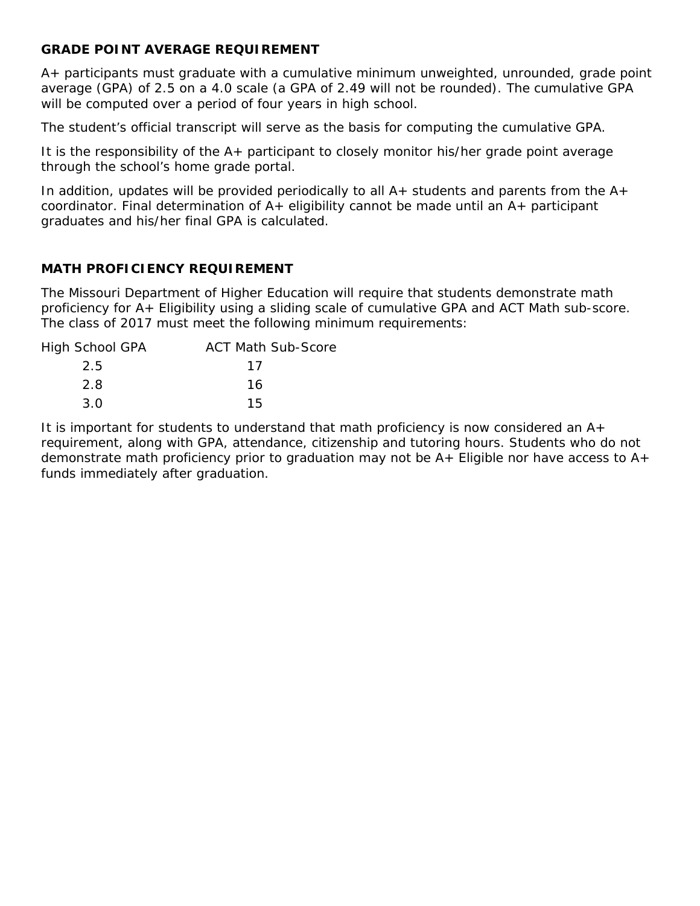## GRADE POINT AVERAGE REQUIREMENT

A+ participants must graduate with a cumulative minimum unweighted, unrounded, grade point average (GPA) of 2.5 on a 4.0 scale (a GPA of 2.49 will not be rounded). The cumulative GPA will be computed over a period of four years in high school.

The student's official transcript will serve as the basis for computing the cumulative GPA.

It is the responsibility of the A+ participant to closely monitor his/her grade point average through the school's home grade portal.

In addition, updates will be provided periodically to all A+ students and parents from the A+ coordinator. Final determination of A+ eligibility cannot be made until an A+ participant graduates and his/her final GPA is calculated.

## MATH PROFICIENCY REQUIREMENT

The Missouri Department of Higher Education will require that students demonstrate math proficiency for A+ Eligibility using a sliding scale of cumulative GPA and ACT Math sub-score. The class of 2017 must meet the following minimum requirements:

| High School GPA | ACT Math Sub-Score |
|---|---|
| 2.5 | 17 |
| 2.8 | 16 |
| 3.0 | 15 |

It is important for students to understand that math proficiency is now considered an A+ requirement, along with GPA, attendance, citizenship and tutoring hours. Students who do not demonstrate math proficiency prior to graduation may not be A+ Eligible nor have access to A+ funds immediately after graduation.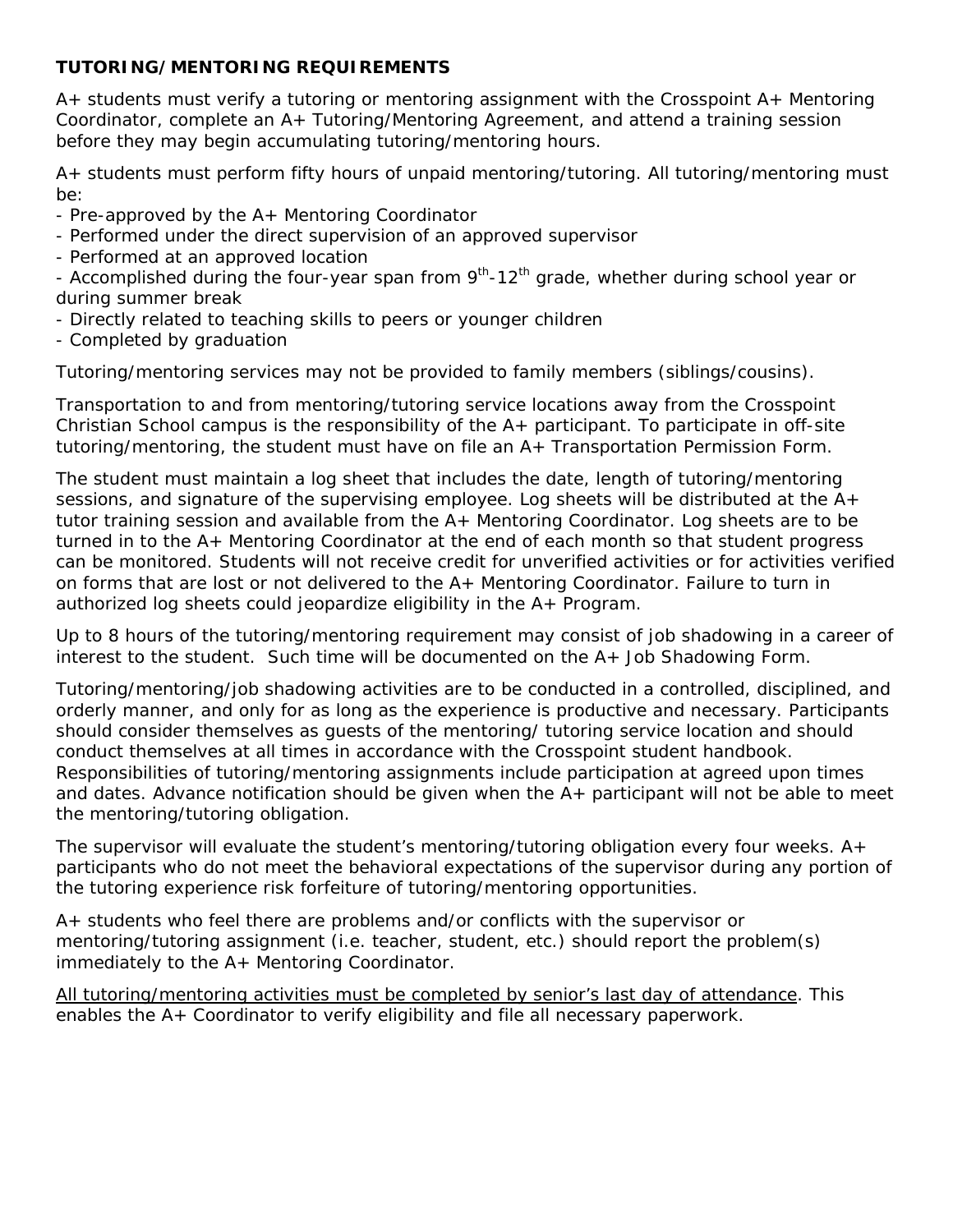**TUTORING/MENTORING REQUIREMENTS**

A+ students must verify a tutoring or mentoring assignment with the Crosspoint A+ Mentoring Coordinator, complete an A+ Tutoring/Mentoring Agreement, and attend a training session before they may begin accumulating tutoring/mentoring hours.

A+ students must perform fifty hours of unpaid mentoring/tutoring. All tutoring/mentoring must be:

- Pre-approved by the A+ Mentoring Coordinator
- Performed under the direct supervision of an approved supervisor
- Performed at an approved location
- Accomplished during the four-year span from 9th-12th grade, whether during school year or during summer break
- Directly related to teaching skills to peers or younger children
- Completed by graduation

Tutoring/mentoring services may not be provided to family members (siblings/cousins).

Transportation to and from mentoring/tutoring service locations away from the Crosspoint Christian School campus is the responsibility of the A+ participant. To participate in off-site tutoring/mentoring, the student must have on file an A+ Transportation Permission Form.

The student must maintain a log sheet that includes the date, length of tutoring/mentoring sessions, and signature of the supervising employee. Log sheets will be distributed at the A+ tutor training session and available from the A+ Mentoring Coordinator. Log sheets are to be turned in to the A+ Mentoring Coordinator at the end of each month so that student progress can be monitored. Students will not receive credit for unverified activities or for activities verified on forms that are lost or not delivered to the A+ Mentoring Coordinator. Failure to turn in authorized log sheets could jeopardize eligibility in the A+ Program.

Up to 8 hours of the tutoring/mentoring requirement may consist of job shadowing in a career of interest to the student. Such time will be documented on the A+ Job Shadowing Form.

Tutoring/mentoring/job shadowing activities are to be conducted in a controlled, disciplined, and orderly manner, and only for as long as the experience is productive and necessary. Participants should consider themselves as guests of the mentoring/ tutoring service location and should conduct themselves at all times in accordance with the Crosspoint student handbook. Responsibilities of tutoring/mentoring assignments include participation at agreed upon times and dates. Advance notification should be given when the A+ participant will not be able to meet the mentoring/tutoring obligation.

The supervisor will evaluate the student's mentoring/tutoring obligation every four weeks. A+ participants who do not meet the behavioral expectations of the supervisor during any portion of the tutoring experience risk forfeiture of tutoring/mentoring opportunities.

A+ students who feel there are problems and/or conflicts with the supervisor or mentoring/tutoring assignment (i.e. teacher, student, etc.) should report the problem(s) immediately to the A+ Mentoring Coordinator.

<u>All tutoring/mentoring activities must be completed by senior's last day of attendance</u>. This enables the A+ Coordinator to verify eligibility and file all necessary paperwork.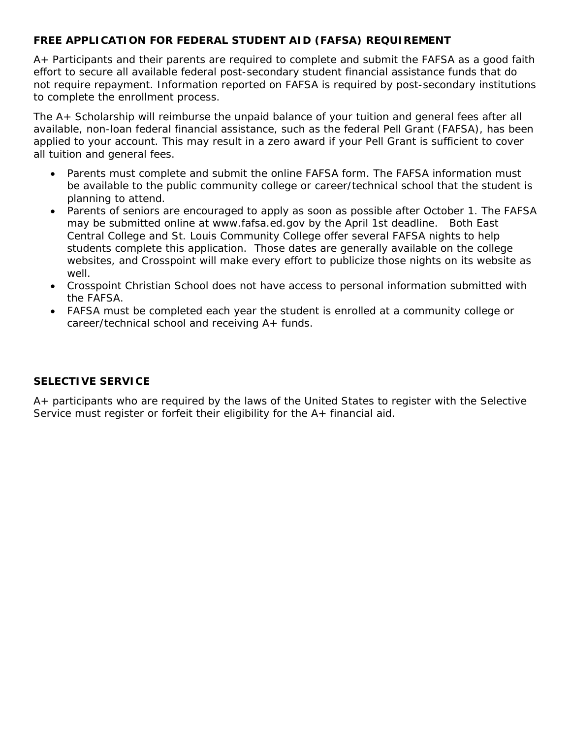## FREE APPLICATION FOR FEDERAL STUDENT AID (FAFSA) REQUIREMENT

A+ Participants and their parents are required to complete and submit the FAFSA as a good faith effort to secure all available federal post-secondary student financial assistance funds that do not require repayment. Information reported on FAFSA is required by post-secondary institutions to complete the enrollment process.

The A+ Scholarship will reimburse the unpaid balance of your tuition and general fees after all available, non-loan federal financial assistance, such as the federal Pell Grant (FAFSA), has been applied to your account. This may result in a zero award if your Pell Grant is sufficient to cover all tuition and general fees.

- Parents must complete and submit the online FAFSA form. The FAFSA information must be available to the public community college or career/technical school that the student is planning to attend.
- Parents of seniors are encouraged to apply as soon as possible after October 1. The FAFSA may be submitted online at www.fafsa.ed.gov by the April 1st deadline. Both East Central College and St. Louis Community College offer several FAFSA nights to help students complete this application. Those dates are generally available on the college websites, and Crosspoint will make every effort to publicize those nights on its website as well.
- Crosspoint Christian School does not have access to personal information submitted with the FAFSA.
- FAFSA must be completed each year the student is enrolled at a community college or career/technical school and receiving A+ funds.

## SELECTIVE SERVICE

A+ participants who are required by the laws of the United States to register with the Selective Service must register or forfeit their eligibility for the A+ financial aid.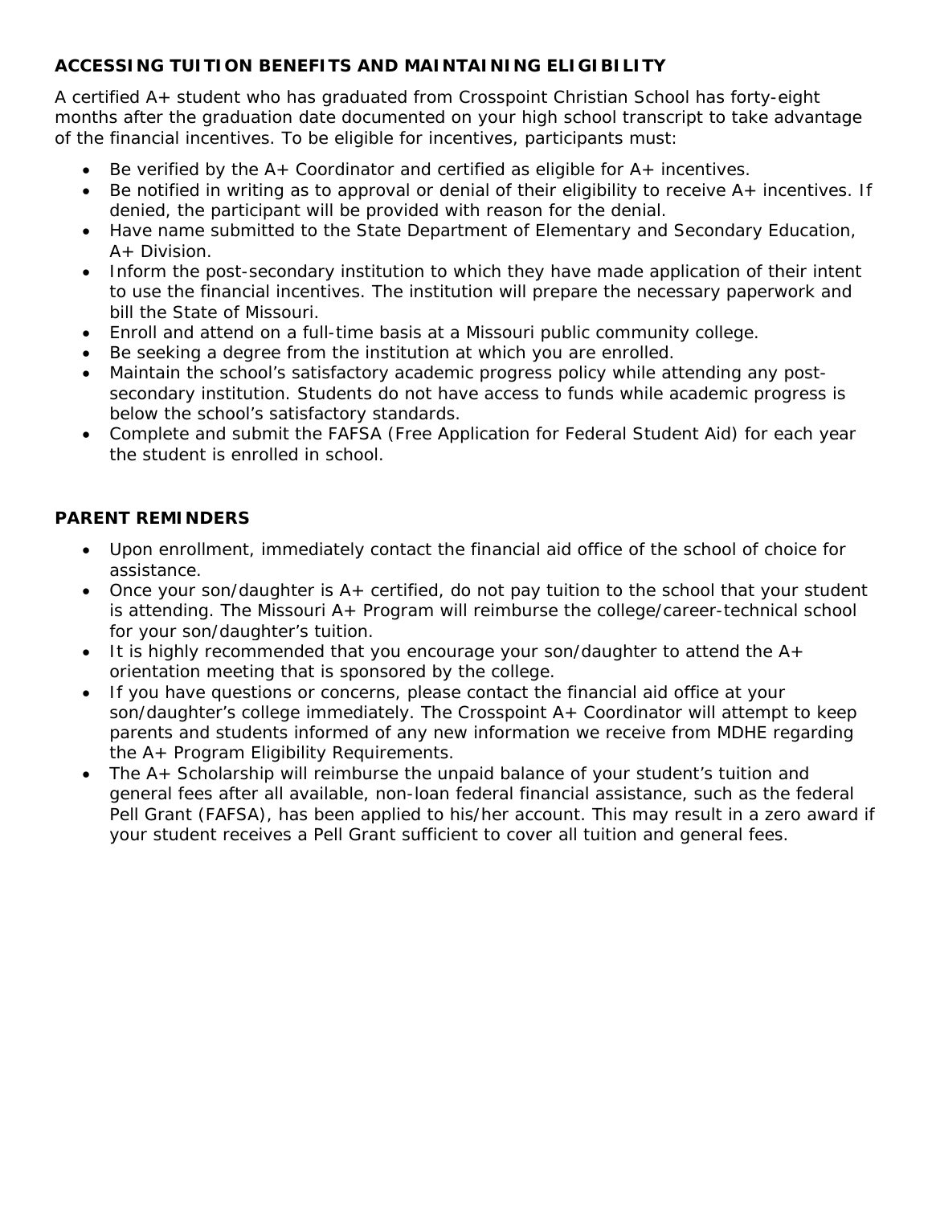**ACCESSING TUITION BENEFITS AND MAINTAINING ELIGIBILITY**

A certified A+ student who has graduated from Crosspoint Christian School has forty-eight months after the graduation date documented on your high school transcript to take advantage of the financial incentives. To be eligible for incentives, participants must:

- Be verified by the A+ Coordinator and certified as eligible for A+ incentives.
- Be notified in writing as to approval or denial of their eligibility to receive A+ incentives. If denied, the participant will be provided with reason for the denial.
- Have name submitted to the State Department of Elementary and Secondary Education, A+ Division.
- Inform the post-secondary institution to which they have made application of their intent to use the financial incentives. The institution will prepare the necessary paperwork and bill the State of Missouri.
- Enroll and attend on a full-time basis at a Missouri public community college.
- Be seeking a degree from the institution at which you are enrolled.
- Maintain the school's satisfactory academic progress policy while attending any post-secondary institution. Students do not have access to funds while academic progress is below the school's satisfactory standards.
- Complete and submit the FAFSA (Free Application for Federal Student Aid) for each year the student is enrolled in school.

**PARENT REMINDERS**

- Upon enrollment, immediately contact the financial aid office of the school of choice for assistance.
- Once your son/daughter is A+ certified, do not pay tuition to the school that your student is attending. The Missouri A+ Program will reimburse the college/career-technical school for your son/daughter's tuition.
- It is highly recommended that you encourage your son/daughter to attend the A+ orientation meeting that is sponsored by the college.
- If you have questions or concerns, please contact the financial aid office at your son/daughter's college immediately. The Crosspoint A+ Coordinator will attempt to keep parents and students informed of any new information we receive from MDHE regarding the A+ Program Eligibility Requirements.
- The A+ Scholarship will reimburse the unpaid balance of your student's tuition and general fees after all available, non-loan federal financial assistance, such as the federal Pell Grant (FAFSA), has been applied to his/her account. This may result in a zero award if your student receives a Pell Grant sufficient to cover all tuition and general fees.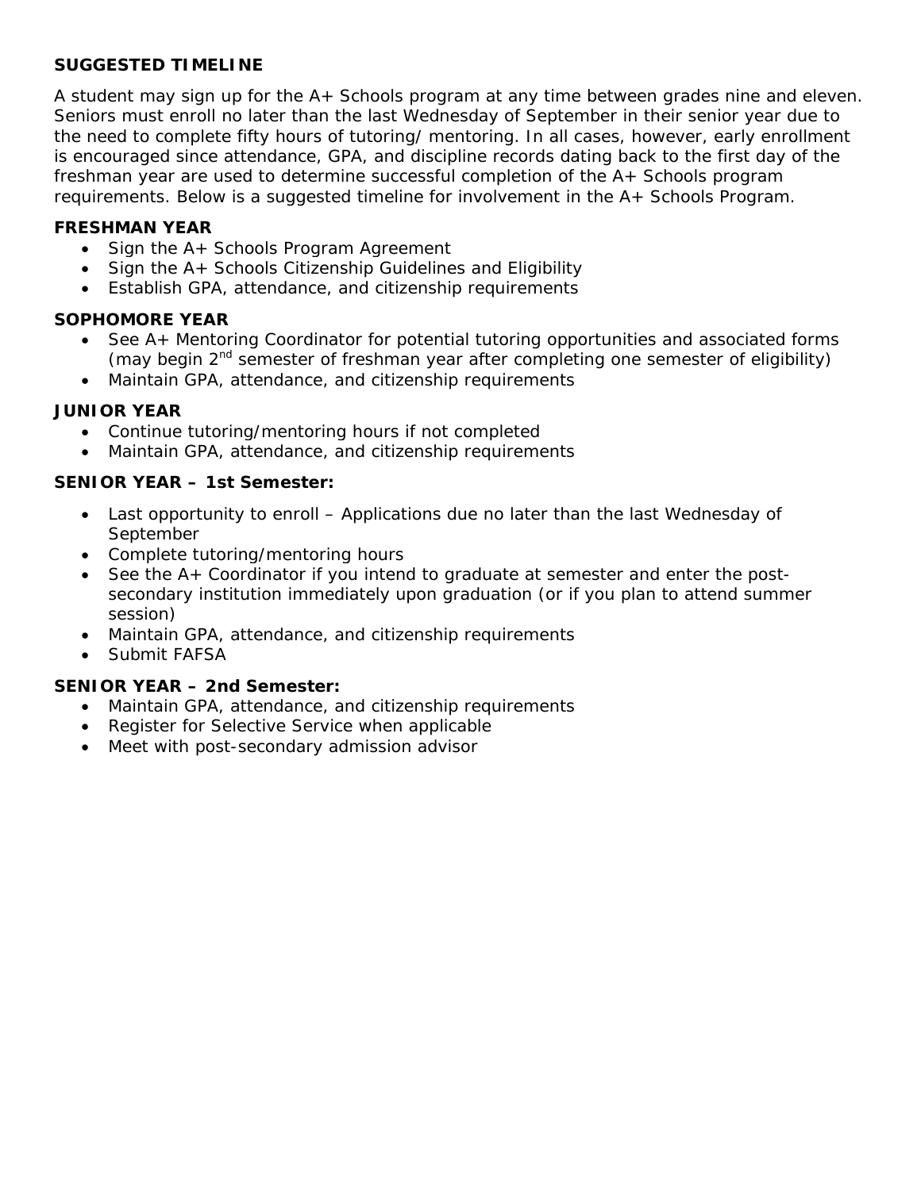## SUGGESTED TIMELINE

A student may sign up for the A+ Schools program at any time between grades nine and eleven. Seniors must enroll no later than the last Wednesday of September in their senior year due to the need to complete fifty hours of tutoring/ mentoring. In all cases, however, early enrollment is encouraged since attendance, GPA, and discipline records dating back to the first day of the freshman year are used to determine successful completion of the A+ Schools program requirements. Below is a suggested timeline for involvement in the A+ Schools Program.

### FRESHMAN YEAR

- Sign the A+ Schools Program Agreement
- Sign the A+ Schools Citizenship Guidelines and Eligibility
- Establish GPA, attendance, and citizenship requirements

### SOPHOMORE YEAR

- See A+ Mentoring Coordinator for potential tutoring opportunities and associated forms (may begin 2nd semester of freshman year after completing one semester of eligibility)
- Maintain GPA, attendance, and citizenship requirements

### JUNIOR YEAR

- Continue tutoring/mentoring hours if not completed
- Maintain GPA, attendance, and citizenship requirements

### SENIOR YEAR – 1st Semester:

- Last opportunity to enroll – Applications due no later than the last Wednesday of September
- Complete tutoring/mentoring hours
- See the A+ Coordinator if you intend to graduate at semester and enter the post-secondary institution immediately upon graduation (or if you plan to attend summer session)
- Maintain GPA, attendance, and citizenship requirements
- Submit FAFSA

### SENIOR YEAR – 2nd Semester:

- Maintain GPA, attendance, and citizenship requirements
- Register for Selective Service when applicable
- Meet with post-secondary admission advisor